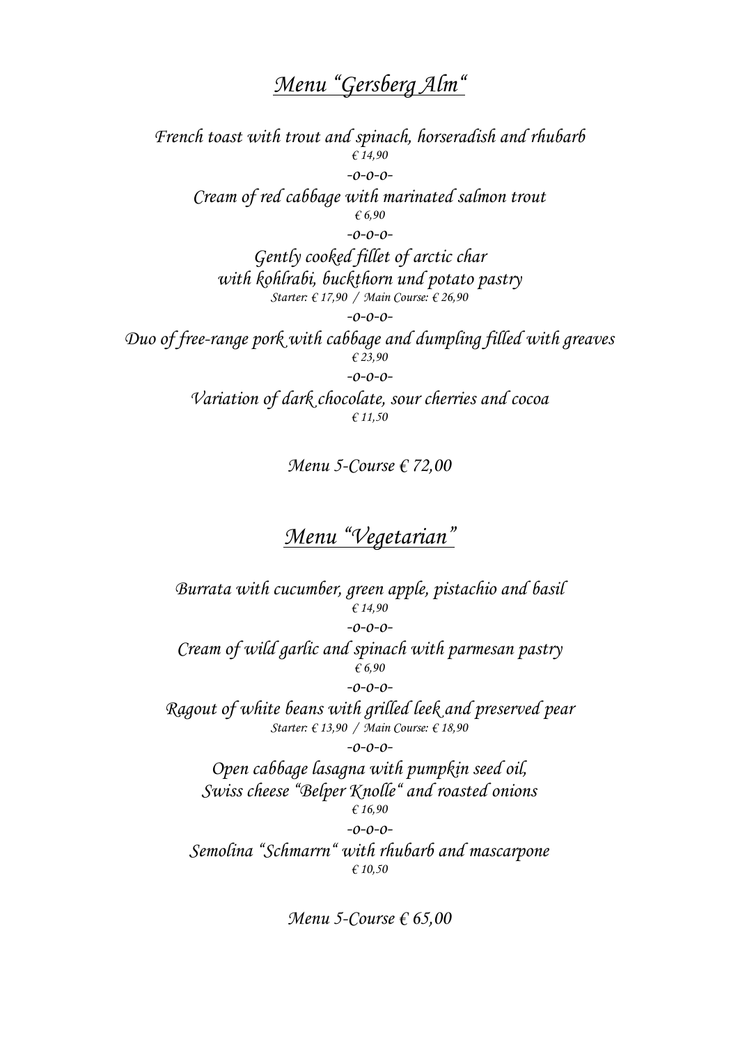## *Menu "Gersberg Alm"*

*French toast with trout and spinach, horseradish and rhubarb*
*€ 14,90*

*-o-o-o-*

*Cream of red cabbage with marinated salmon trout*
*€ 6,90*

*-o-o-o-*

*Gently cooked fillet of arctic char*
*with kohlrabi, buckthorn und potato pastry*
*Starter: € 17,90 / Main Course: € 26,90*

*-o-o-o-*

*Duo of free-range pork with cabbage and dumpling filled with greaves*
*€ 23,90*

*-o-o-o-*

*Variation of dark chocolate, sour cherries and cocoa*
*€ 11,50*

*Menu 5-Course € 72,00*

## *Menu "Vegetarian"*

*Burrata with cucumber, green apple, pistachio and basil*
*€ 14,90*

*-o-o-o-*

*Cream of wild garlic and spinach with parmesan pastry*
*€ 6,90*

*-o-o-o-*

*Ragout of white beans with grilled leek and preserved pear*
*Starter: € 13,90 / Main Course: € 18,90*

*-o-o-o-*

*Open cabbage lasagna with pumpkin seed oil,*
*Swiss cheese "Belper Knolle" and roasted onions*
*€ 16,90*

*-o-o-o-*

*Semolina "Schmarrn" with rhubarb and mascarpone*
*€ 10,50*

*Menu 5-Course € 65,00*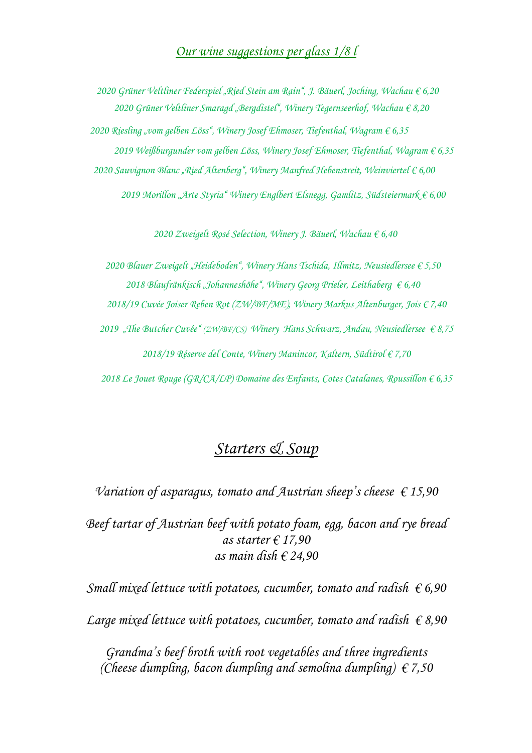## *Our wine suggestions per glass 1/8 l*

*2020 Grüner Veltliner Federspiel „Ried Stein am Rain", J. Bäuerl, Joching, Wachau € 6,20*

*2020 Grüner Veltliner Smaragd „Bergdistel", Winery Tegernseerhof, Wachau € 8,20*

*2020 Riesling „vom gelben Löss", Winery Josef Ehmoser, Tiefenthal, Wagram € 6,35*

*2019 Weißburgunder vom gelben Löss, Winery Josef Ehmoser, Tiefenthal, Wagram € 6,35*

*2020 Sauvignon Blanc „Ried Altenberg", Winery Manfred Hebenstreit, Weinviertel € 6,00*

*2019 Morillon „Arte Styria" Winery Englbert Elsnegg, Gamlitz, Südsteiermark € 6,00*

*2020 Zweigelt Rosé Selection, Winery J. Bäuerl, Wachau € 6,40*

*2020 Blauer Zweigelt „Heideboden", Winery Hans Tschida, Illmitz, Neusiedlersee € 5,50*

*2018 Blaufränkisch „Johanneshöhe", Winery Georg Prieler, Leithaberg € 6,40*

*2018/19 Cuvée Joiser Reben Rot (ZW/BF/ME), Winery Markus Altenburger, Jois € 7,40*

*2019 „The Butcher Cuvée" (ZW/BF/CS) Winery Hans Schwarz, Andau, Neusiedlersee € 8,75*

*2018/19 Réserve del Conte, Winery Manincor, Kaltern, Südtirol € 7,70*

*2018 Le Jouet Rouge (GR/CA/LP) Domaine des Enfants, Cotes Catalanes, Roussillon € 6,35*

## *Starters & Soup*

*Variation of asparagus, tomato and Austrian sheep's cheese € 15,90*

*Beef tartar of Austrian beef with potato foam, egg, bacon and rye bread*
*as starter € 17,90*
*as main dish € 24,90*

*Small mixed lettuce with potatoes, cucumber, tomato and radish € 6,90*

*Large mixed lettuce with potatoes, cucumber, tomato and radish € 8,90*

*Grandma's beef broth with root vegetables and three ingredients*
*(Cheese dumpling, bacon dumpling and semolina dumpling) € 7,50*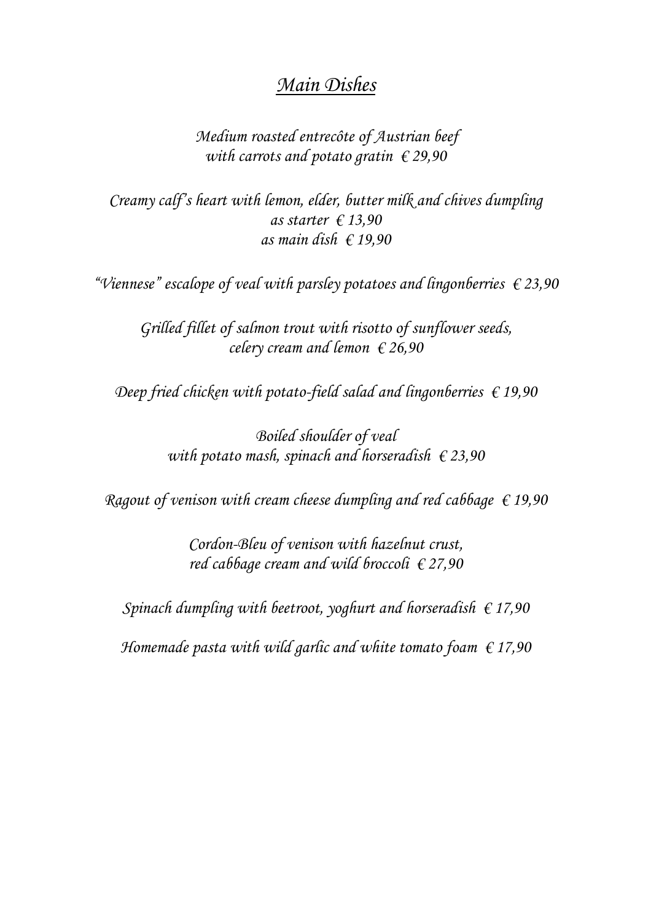# *Main Dishes*

*Medium roasted entrecôte of Austrian beef*
*with carrots and potato gratin € 29,90*

*Creamy calf's heart with lemon, elder, butter milk and chives dumpling*
*as starter € 13,90*
*as main dish € 19,90*

*"Viennese" escalope of veal with parsley potatoes and lingonberries € 23,90*

*Grilled fillet of salmon trout with risotto of sunflower seeds,*
*celery cream and lemon € 26,90*

*Deep fried chicken with potato-field salad and lingonberries € 19,90*

*Boiled shoulder of veal*
*with potato mash, spinach and horseradish € 23,90*

*Ragout of venison with cream cheese dumpling and red cabbage € 19,90*

*Cordon-Bleu of venison with hazelnut crust,*
*red cabbage cream and wild broccoli € 27,90*

*Spinach dumpling with beetroot, yoghurt and horseradish € 17,90*

*Homemade pasta with wild garlic and white tomato foam € 17,90*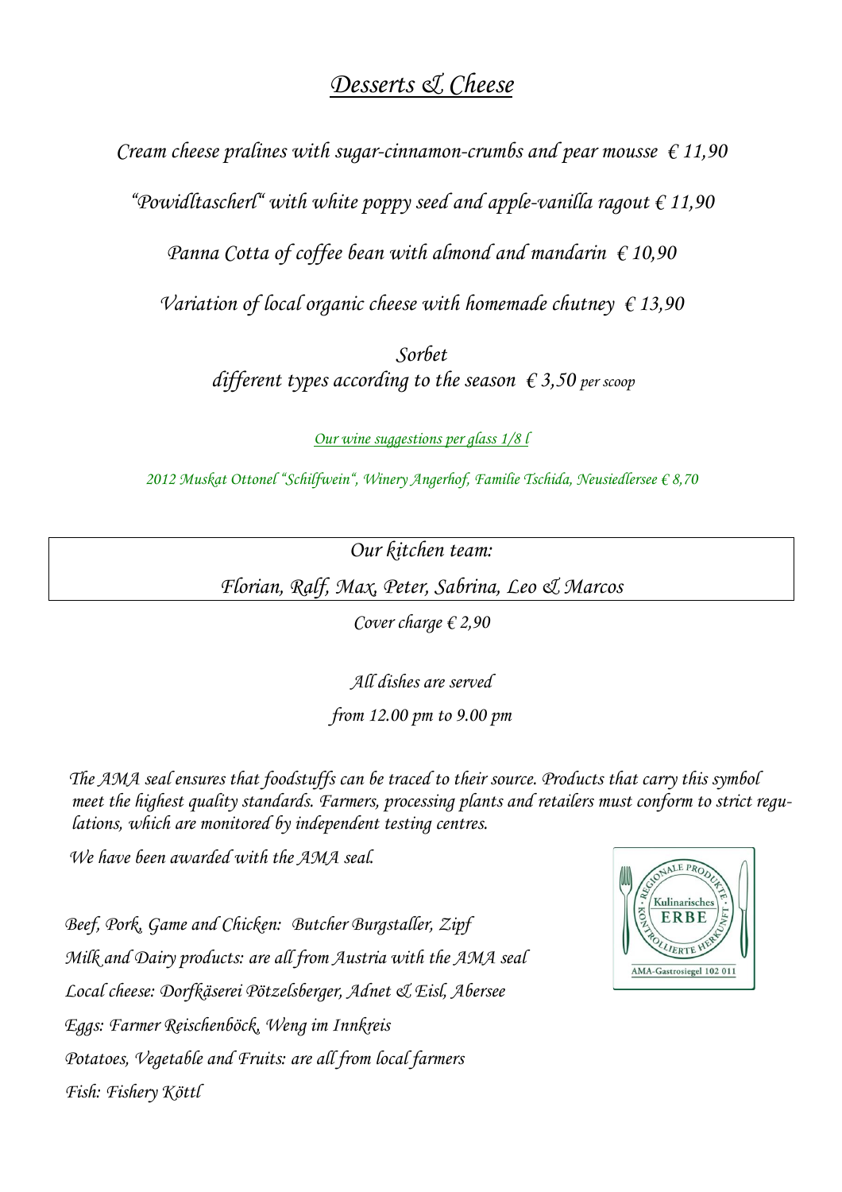# *Desserts & Cheese*

*Cream cheese pralines with sugar-cinnamon-crumbs and pear mousse € 11,90*

*"Powidltascherl" with white poppy seed and apple-vanilla ragout € 11,90*

*Panna Cotta of coffee bean with almond and mandarin € 10,90*

*Variation of local organic cheese with homemade chutney € 13,90*

*Sorbet*
*different types according to the season € 3,50 per scoop*

*Our wine suggestions per glass 1/8 l*

*2012 Muskat Ottonel "Schilfwein", Winery Angerhof, Familie Tschida, Neusiedlersee € 8,70*

*Our kitchen team:*

*Florian, Ralf, Max, Peter, Sabrina, Leo & Marcos*

*Cover charge € 2,90*

*All dishes are served*

*from 12.00 pm to 9.00 pm*

*The AMA seal ensures that foodstuffs can be traced to their source. Products that carry this symbol meet the highest quality standards. Farmers, processing plants and retailers must conform to strict regulations, which are monitored by independent testing centres.*

*We have been awarded with the AMA seal.*

Regionale Produkte · Kontrollierte Herkunft · Kulinarisches ERBE
AMA-Gastrosiegel 102 011

*Beef, Pork, Game and Chicken: Butcher Burgstaller, Zipf*

*Milk and Dairy products: are all from Austria with the AMA seal*

*Local cheese: Dorfkäserei Pötzelsberger, Adnet & Eisl, Abersee*

*Eggs: Farmer Reischenböck, Weng im Innkreis*

*Potatoes, Vegetable and Fruits: are all from local farmers*

*Fish: Fishery Köttl*